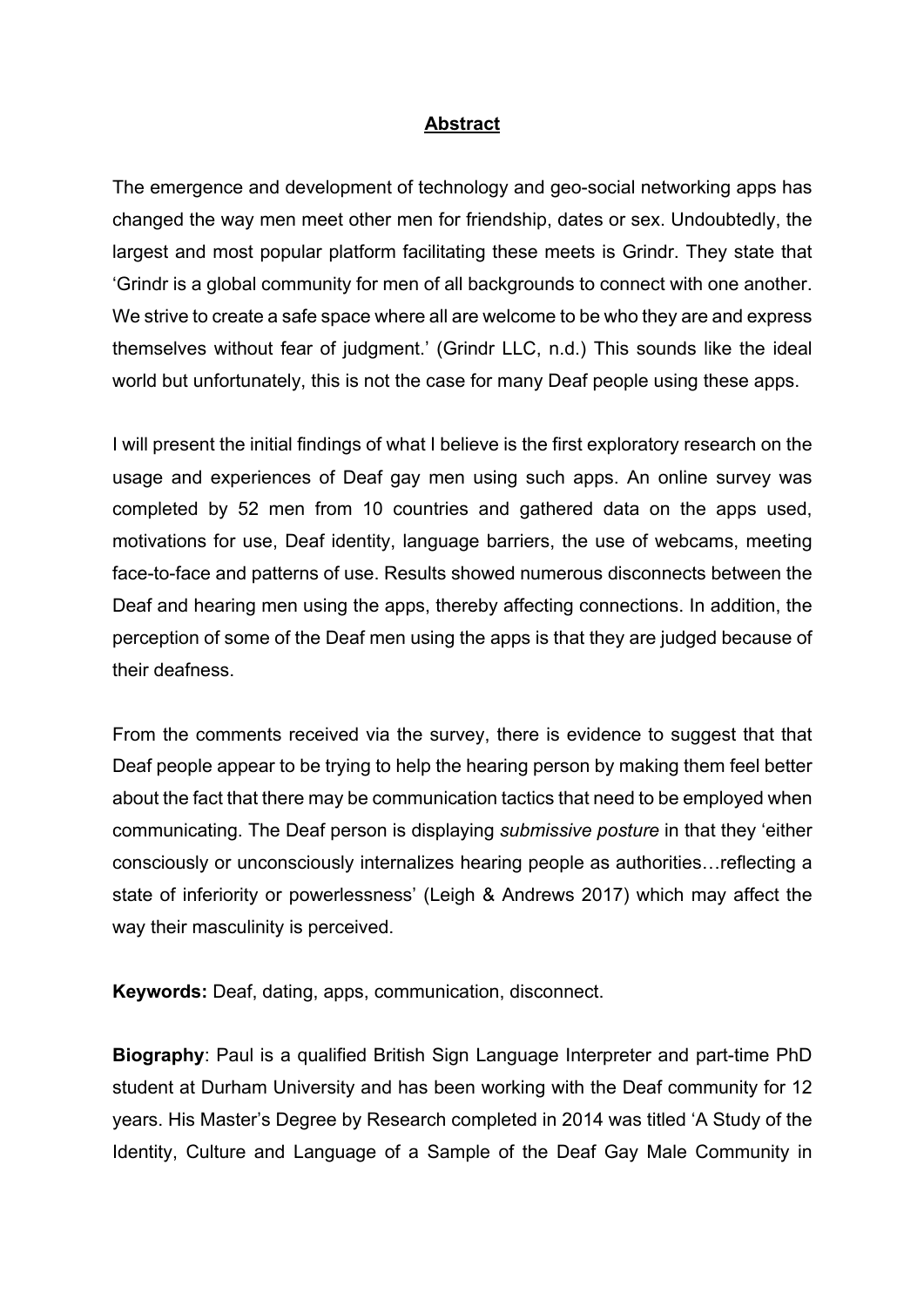## Abstract

The emergence and development of technology and geo-social networking apps has changed the way men meet other men for friendship, dates or sex. Undoubtedly, the largest and most popular platform facilitating these meets is Grindr. They state that 'Grindr is a global community for men of all backgrounds to connect with one another. We strive to create a safe space where all are welcome to be who they are and express themselves without fear of judgment.' (Grindr LLC, n.d.) This sounds like the ideal world but unfortunately, this is not the case for many Deaf people using these apps.

I will present the initial findings of what I believe is the first exploratory research on the usage and experiences of Deaf gay men using such apps. An online survey was completed by 52 men from 10 countries and gathered data on the apps used, motivations for use, Deaf identity, language barriers, the use of webcams, meeting face-to-face and patterns of use. Results showed numerous disconnects between the Deaf and hearing men using the apps, thereby affecting connections. In addition, the perception of some of the Deaf men using the apps is that they are judged because of their deafness.

From the comments received via the survey, there is evidence to suggest that that Deaf people appear to be trying to help the hearing person by making them feel better about the fact that there may be communication tactics that need to be employed when communicating. The Deaf person is displaying *submissive posture* in that they 'either consciously or unconsciously internalizes hearing people as authorities…reflecting a state of inferiority or powerlessness' (Leigh & Andrews 2017) which may affect the way their masculinity is perceived.

**Keywords:** Deaf, dating, apps, communication, disconnect.

**Biography**: Paul is a qualified British Sign Language Interpreter and part-time PhD student at Durham University and has been working with the Deaf community for 12 years. His Master's Degree by Research completed in 2014 was titled 'A Study of the Identity, Culture and Language of a Sample of the Deaf Gay Male Community in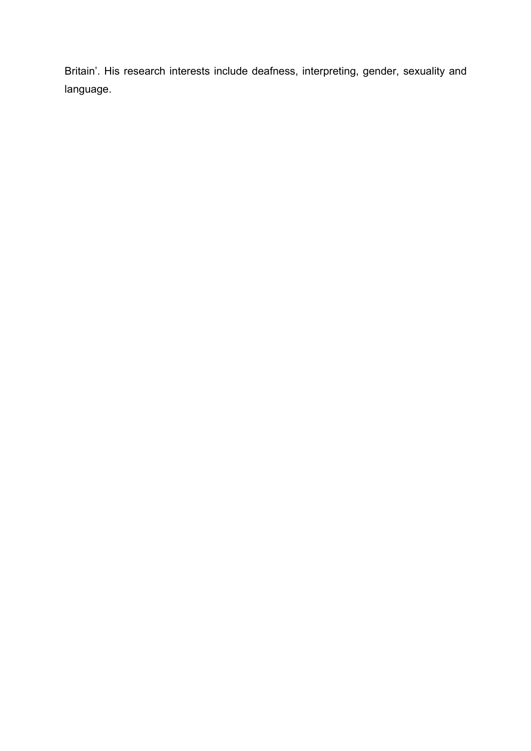Britain'. His research interests include deafness, interpreting, gender, sexuality and language.